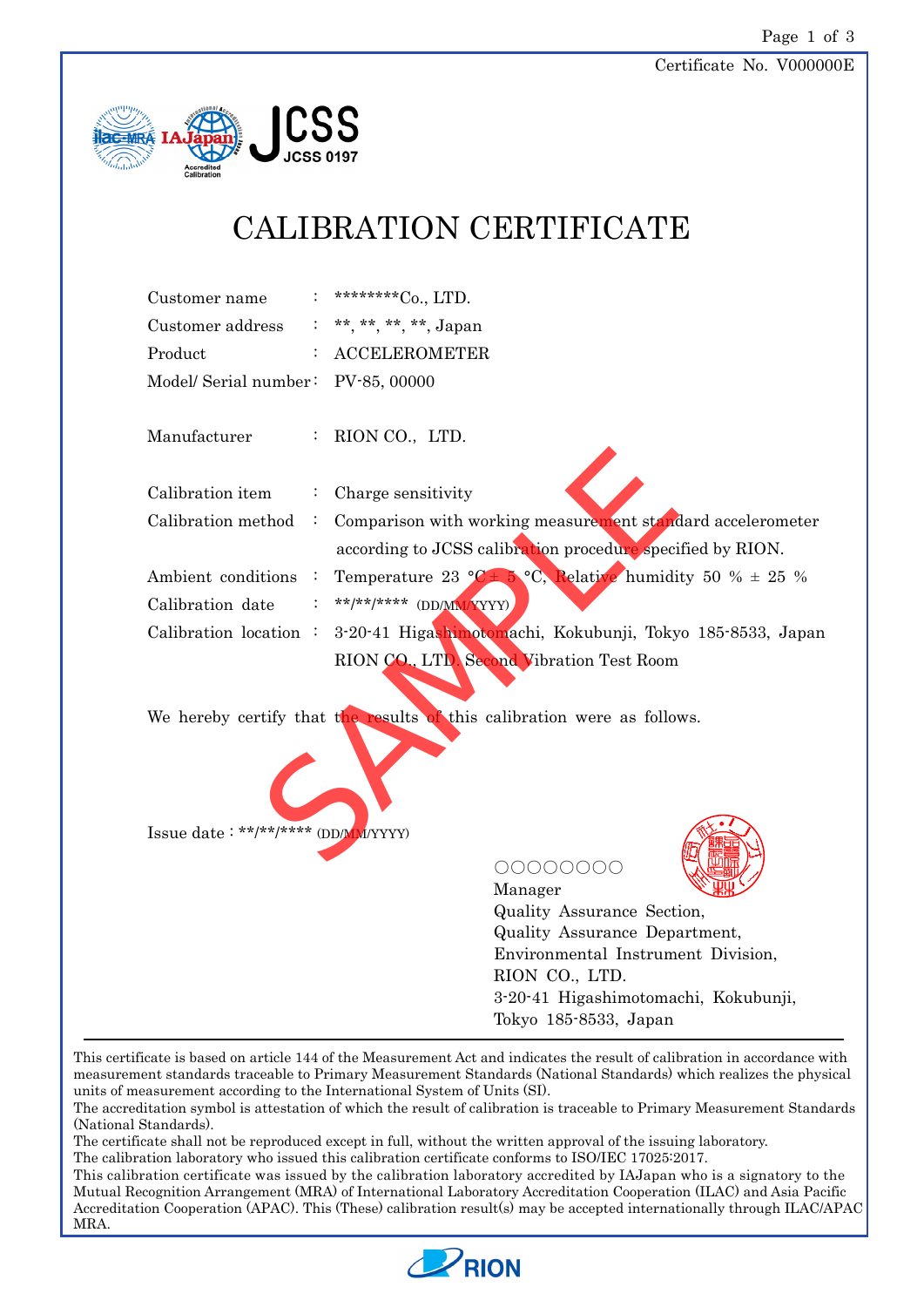Certificate No. V000000E

JCSS 0197

# CALIBRATION CERTIFICATE

| | | |
|---|---|---|
| Customer name | : | ********Co., LTD. |
| Customer address | : | **, **, **, **, Japan |
| Product | : | ACCELEROMETER |
| Model/ Serial number | : | PV-85, 00000 |
| Manufacturer | : | RION CO., LTD. |
| Calibration item | : | Charge sensitivity |
| Calibration method | : | Comparison with working measurement standard accelerometer according to JCSS calibration procedure specified by RION. |
| Ambient conditions | : | Temperature 23 °C ± 5 °C, Relative humidity 50 % ± 25 % |
| Calibration date | : | **/**/**** (DD/MM/YYYY) |
| Calibration location | : | 3-20-41 Higashimotomachi, Kokubunji, Tokyo 185-8533, Japan RION CO., LTD. Second Vibration Test Room |

We hereby certify that the results of this calibration were as follows.

SAMPLE

Issue date : **/**/**** (DD/MM/YYYY)

○○○○○○○○
Manager
Quality Assurance Section,
Quality Assurance Department,
Environmental Instrument Division,
RION CO., LTD.
3-20-41 Higashimotomachi, Kokubunji,
Tokyo 185-8533, Japan

---

This certificate is based on article 144 of the Measurement Act and indicates the result of calibration in accordance with measurement standards traceable to Primary Measurement Standards (National Standards) which realizes the physical units of measurement according to the International System of Units (SI).
The accreditation symbol is attestation of which the result of calibration is traceable to Primary Measurement Standards (National Standards).
The certificate shall not be reproduced except in full, without the written approval of the issuing laboratory.
The calibration laboratory who issued this calibration certificate conforms to ISO/IEC 17025:2017.
This calibration certificate was issued by the calibration laboratory accredited by IAJapan who is a signatory to the Mutual Recognition Arrangement (MRA) of International Laboratory Accreditation Cooperation (ILAC) and Asia Pacific Accreditation Cooperation (APAC). This (These) calibration result(s) may be accepted internationally through ILAC/APAC MRA.

RION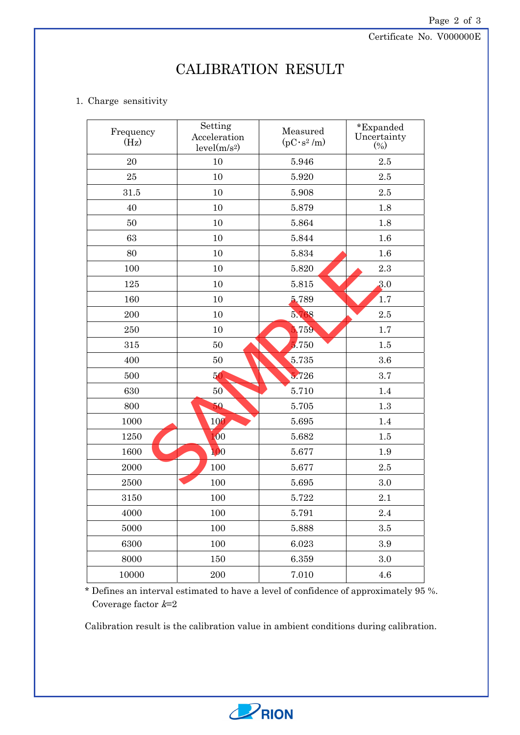Certificate No. V000000E

# CALIBRATION RESULT

1. Charge sensitivity

| Frequency (Hz) | Setting Acceleration level(m/s$^2$) | Measured (pC・s$^2$ /m) | *Expanded Uncertainty (%) |
|---|---|---|---|
| 20 | 10 | 5.946 | 2.5 |
| 25 | 10 | 5.920 | 2.5 |
| 31.5 | 10 | 5.908 | 2.5 |
| 40 | 10 | 5.879 | 1.8 |
| 50 | 10 | 5.864 | 1.8 |
| 63 | 10 | 5.844 | 1.6 |
| 80 | 10 | 5.834 | 1.6 |
| 100 | 10 | 5.820 | 2.3 |
| 125 | 10 | 5.815 | 3.0 |
| 160 | 10 | 5.789 | 1.7 |
| 200 | 10 | 5.768 | 2.5 |
| 250 | 10 | 5.759 | 1.7 |
| 315 | 50 | 5.750 | 1.5 |
| 400 | 50 | 5.735 | 3.6 |
| 500 | 50 | 5.726 | 3.7 |
| 630 | 50 | 5.710 | 1.4 |
| 800 | 50 | 5.705 | 1.3 |
| 1000 | 100 | 5.695 | 1.4 |
| 1250 | 100 | 5.682 | 1.5 |
| 1600 | 100 | 5.677 | 1.9 |
| 2000 | 100 | 5.677 | 2.5 |
| 2500 | 100 | 5.695 | 3.0 |
| 3150 | 100 | 5.722 | 2.1 |
| 4000 | 100 | 5.791 | 2.4 |
| 5000 | 100 | 5.888 | 3.5 |
| 6300 | 100 | 6.023 | 3.9 |
| 8000 | 150 | 6.359 | 3.0 |
| 10000 | 200 | 7.010 | 4.6 |

* Defines an interval estimated to have a level of confidence of approximately 95 %.
  Coverage factor $k$=2

Calibration result is the calibration value in ambient conditions during calibration.

SAMPLE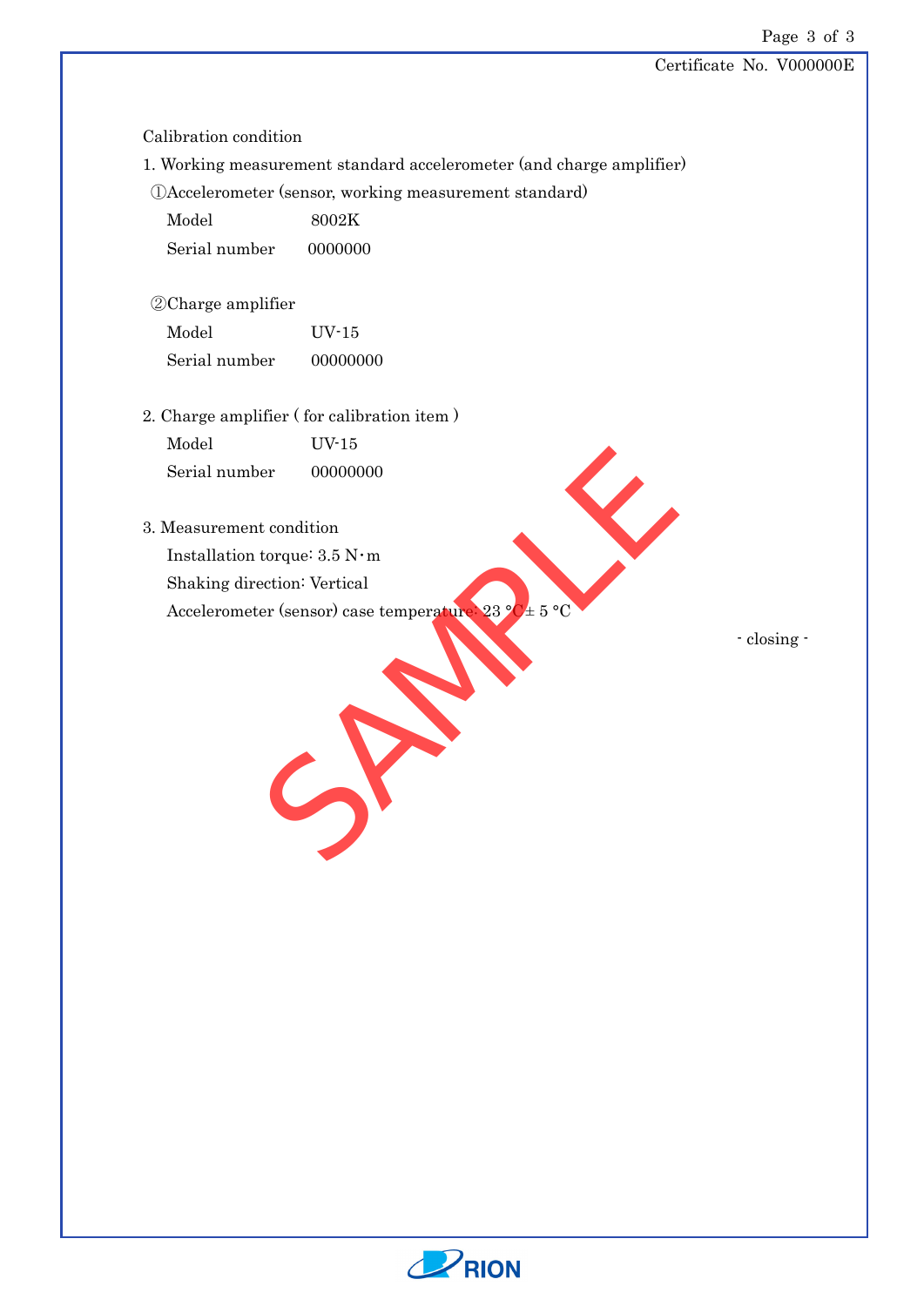Certificate No. V000000E

Calibration condition

1. Working measurement standard accelerometer (and charge amplifier)

①Accelerometer (sensor, working measurement standard)

Model 8002K

Serial number 0000000

②Charge amplifier

Model UV-15

Serial number 00000000

2. Charge amplifier ( for calibration item )

Model UV-15

Serial number 00000000

3. Measurement condition

Installation torque: 3.5 N・m

Shaking direction: Vertical

Accelerometer (sensor) case temperature: 23 °C ± 5 °C

- closing -

SAMPLE